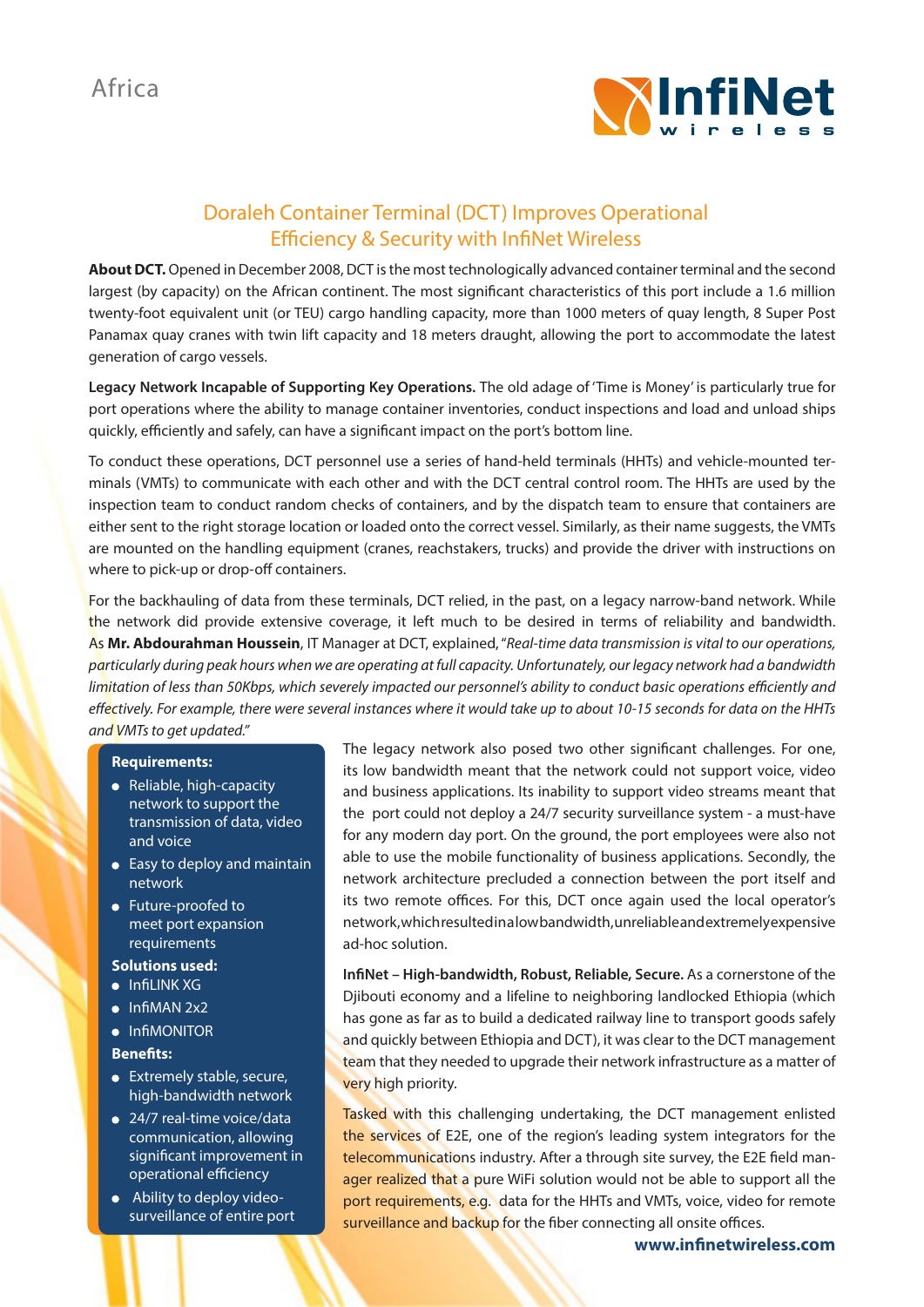Africa

# Doraleh Container Terminal (DCT) Improves Operational Efficiency & Security with InfiNet Wireless

**About DCT.** Opened in December 2008, DCT is the most technologically advanced container terminal and the second largest (by capacity) on the African continent. The most significant characteristics of this port include a 1.6 million twenty-foot equivalent unit (or TEU) cargo handling capacity, more than 1000 meters of quay length, 8 Super Post Panamax quay cranes with twin lift capacity and 18 meters draught, allowing the port to accommodate the latest generation of cargo vessels.

**Legacy Network Incapable of Supporting Key Operations.** The old adage of 'Time is Money' is particularly true for port operations where the ability to manage container inventories, conduct inspections and load and unload ships quickly, efficiently and safely, can have a significant impact on the port's bottom line.

To conduct these operations, DCT personnel use a series of hand-held terminals (HHTs) and vehicle-mounted terminals (VMTs) to communicate with each other and with the DCT central control room. The HHTs are used by the inspection team to conduct random checks of containers, and by the dispatch team to ensure that containers are either sent to the right storage location or loaded onto the correct vessel. Similarly, as their name suggests, the VMTs are mounted on the handling equipment (cranes, reachstakers, trucks) and provide the driver with instructions on where to pick-up or drop-off containers.

For the backhauling of data from these terminals, DCT relied, in the past, on a legacy narrow-band network. While the network did provide extensive coverage, it left much to be desired in terms of reliability and bandwidth. As **Mr. Abdourahman Houssein**, IT Manager at DCT, explained, "*Real-time data transmission is vital to our operations, particularly during peak hours when we are operating at full capacity. Unfortunately, our legacy network had a bandwidth limitation of less than 50Kbps, which severely impacted our personnel's ability to conduct basic operations efficiently and effectively. For example, there were several instances where it would take up to about 10-15 seconds for data on the HHTs and VMTs to get updated.*"

**Requirements:**

- Reliable, high-capacity network to support the transmission of data, video and voice
- Easy to deploy and maintain network
- Future-proofed to meet port expansion requirements

**Solutions used:**

- InfiLINK XG
- InfiMAN 2x2
- InfiMONITOR

**Benefits:**

- Extremely stable, secure, high-bandwidth network
- 24/7 real-time voice/data communication, allowing significant improvement in operational efficiency
- Ability to deploy video-surveillance of entire port

The legacy network also posed two other significant challenges. For one, its low bandwidth meant that the network could not support voice, video and business applications. Its inability to support video streams meant that the port could not deploy a 24/7 security surveillance system - a must-have for any modern day port. On the ground, the port employees were also not able to use the mobile functionality of business applications. Secondly, the network architecture precluded a connection between the port itself and its two remote offices. For this, DCT once again used the local operator's network, which resulted in a low bandwidth, unreliable and extremely expensive ad-hoc solution.

**InfiNet – High-bandwidth, Robust, Reliable, Secure.** As a cornerstone of the Djibouti economy and a lifeline to neighboring landlocked Ethiopia (which has gone as far as to build a dedicated railway line to transport goods safely and quickly between Ethiopia and DCT), it was clear to the DCT management team that they needed to upgrade their network infrastructure as a matter of very high priority.

Tasked with this challenging undertaking, the DCT management enlisted the services of E2E, one of the region's leading system integrators for the telecommunications industry. After a through site survey, the E2E field manager realized that a pure WiFi solution would not be able to support all the port requirements, e.g. data for the HHTs and VMTs, voice, video for remote surveillance and backup for the fiber connecting all onsite offices.

**www.infinetwireless.com**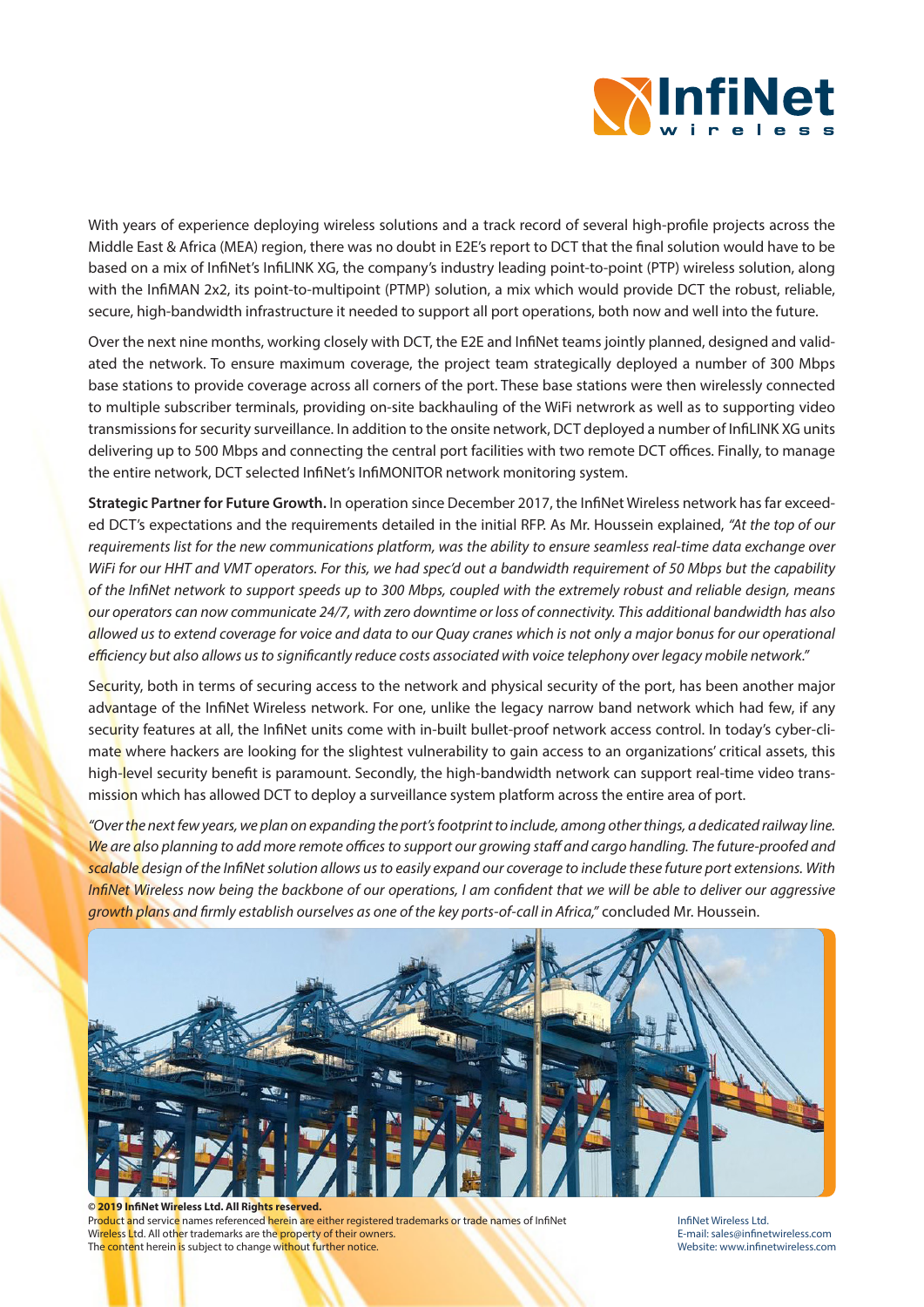With years of experience deploying wireless solutions and a track record of several high-profile projects across the Middle East & Africa (MEA) region, there was no doubt in E2E's report to DCT that the final solution would have to be based on a mix of InfiNet's InfiLINK XG, the company's industry leading point-to-point (PTP) wireless solution, along with the InfiMAN 2x2, its point-to-multipoint (PTMP) solution, a mix which would provide DCT the robust, reliable, secure, high-bandwidth infrastructure it needed to support all port operations, both now and well into the future.

Over the next nine months, working closely with DCT, the E2E and InfiNet teams jointly planned, designed and validated the network. To ensure maximum coverage, the project team strategically deployed a number of 300 Mbps base stations to provide coverage across all corners of the port. These base stations were then wirelessly connected to multiple subscriber terminals, providing on-site backhauling of the WiFi netwrork as well as to supporting video transmissions for security surveillance. In addition to the onsite network, DCT deployed a number of InfiLINK XG units delivering up to 500 Mbps and connecting the central port facilities with two remote DCT offices. Finally, to manage the entire network, DCT selected InfiNet's InfiMONITOR network monitoring system.

**Strategic Partner for Future Growth.** In operation since December 2017, the InfiNet Wireless network has far exceeded DCT's expectations and the requirements detailed in the initial RFP. As Mr. Houssein explained, *"At the top of our requirements list for the new communications platform, was the ability to ensure seamless real-time data exchange over WiFi for our HHT and VMT operators. For this, we had spec'd out a bandwidth requirement of 50 Mbps but the capability of the InfiNet network to support speeds up to 300 Mbps, coupled with the extremely robust and reliable design, means our operators can now communicate 24/7, with zero downtime or loss of connectivity. This additional bandwidth has also allowed us to extend coverage for voice and data to our Quay cranes which is not only a major bonus for our operational efficiency but also allows us to significantly reduce costs associated with voice telephony over legacy mobile network."*

Security, both in terms of securing access to the network and physical security of the port, has been another major advantage of the InfiNet Wireless network. For one, unlike the legacy narrow band network which had few, if any security features at all, the InfiNet units come with in-built bullet-proof network access control. In today's cyber-climate where hackers are looking for the slightest vulnerability to gain access to an organizations' critical assets, this high-level security benefit is paramount. Secondly, the high-bandwidth network can support real-time video transmission which has allowed DCT to deploy a surveillance system platform across the entire area of port.

*"Over the next few years, we plan on expanding the port's footprint to include, among other things, a dedicated railway line. We are also planning to add more remote offices to support our growing staff and cargo handling. The future-proofed and scalable design of the InfiNet solution allows us to easily expand our coverage to include these future port extensions. With InfiNet Wireless now being the backbone of our operations, I am confident that we will be able to deliver our aggressive growth plans and firmly establish ourselves as one of the key ports-of-call in Africa,"* concluded Mr. Houssein.

**© 2019 InfiNet Wireless Ltd. All Rights reserved.**
Product and service names referenced herein are either registered trademarks or trade names of InfiNet Wireless Ltd. All other trademarks are the property of their owners.
The content herein is subject to change without further notice.

InfiNet Wireless Ltd.
E-mail: sales@infinetwireless.com
Website: www.infinetwireless.com